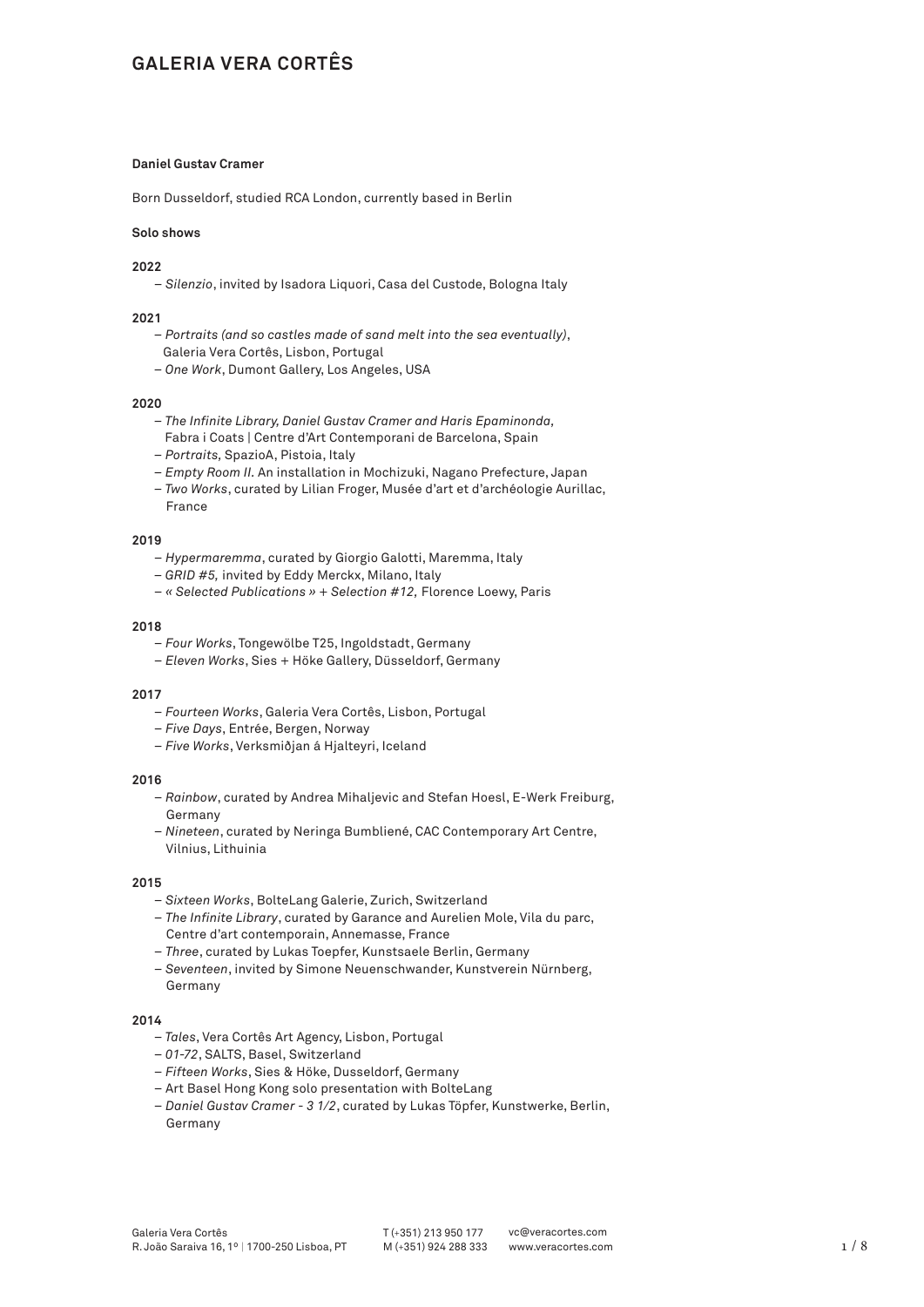# GALERIA VERA CORTÊS

**Daniel Gustav Cramer**

Born Dusseldorf, studied RCA London, currently based in Berlin

**Solo shows**

**2022**

- *Silenzio*, invited by Isadora Liquori, Casa del Custode, Bologna Italy

**2021**

- *Portraits (and so castles made of sand melt into the sea eventually)*, Galeria Vera Cortês, Lisbon, Portugal
- *One Work*, Dumont Gallery, Los Angeles, USA

**2020**

- *The Infinite Library, Daniel Gustav Cramer and Haris Epaminonda*, Fabra i Coats | Centre d'Art Contemporani de Barcelona, Spain
- *Portraits*, SpazioA, Pistoia, Italy
- *Empty Room II.* An installation in Mochizuki, Nagano Prefecture, Japan
- *Two Works*, curated by Lilian Froger, Musée d'art et d'archéologie Aurillac, France

**2019**

- *Hypermaremma*, curated by Giorgio Galotti, Maremma, Italy
- *GRID #5,* invited by Eddy Merckx, Milano, Italy
- *« Selected Publications » + Selection #12,* Florence Loewy, Paris

**2018**

- *Four Works*, Tongewölbe T25, Ingoldstadt, Germany
- *Eleven Works*, Sies + Höke Gallery, Düsseldorf, Germany

**2017**

- *Fourteen Works*, Galeria Vera Cortês, Lisbon, Portugal
- *Five Days*, Entrée, Bergen, Norway
- *Five Works*, Verksmiðjan á Hjalteyri, Iceland

**2016**

- *Rainbow*, curated by Andrea Mihaljevic and Stefan Hoesl, E-Werk Freiburg, Germany
- *Nineteen*, curated by Neringa Bumbliené, CAC Contemporary Art Centre, Vilnius, Lithuinia

**2015**

- *Sixteen Works*, BolteLang Galerie, Zurich, Switzerland
- *The Infinite Library*, curated by Garance and Aurelien Mole, Vila du parc, Centre d'art contemporain, Annemasse, France
- *Three*, curated by Lukas Toepfer, Kunstsaele Berlin, Germany
- *Seventeen*, invited by Simone Neuenschwander, Kunstverein Nürnberg, Germany

**2014**

- *Tales*, Vera Cortês Art Agency, Lisbon, Portugal
- *01-72*, SALTS, Basel, Switzerland
- *Fifteen Works*, Sies & Höke, Dusseldorf, Germany
- Art Basel Hong Kong solo presentation with BolteLang
- *Daniel Gustav Cramer - 3 1/2*, curated by Lukas Töpfer, Kunstwerke, Berlin, Germany

Galeria Vera Cortês
R. João Saraiva 16, 1º | 1700-250 Lisboa, PT
T (+351) 213 950 177
M (+351) 924 288 333
vc@veracortes.com
www.veracortes.com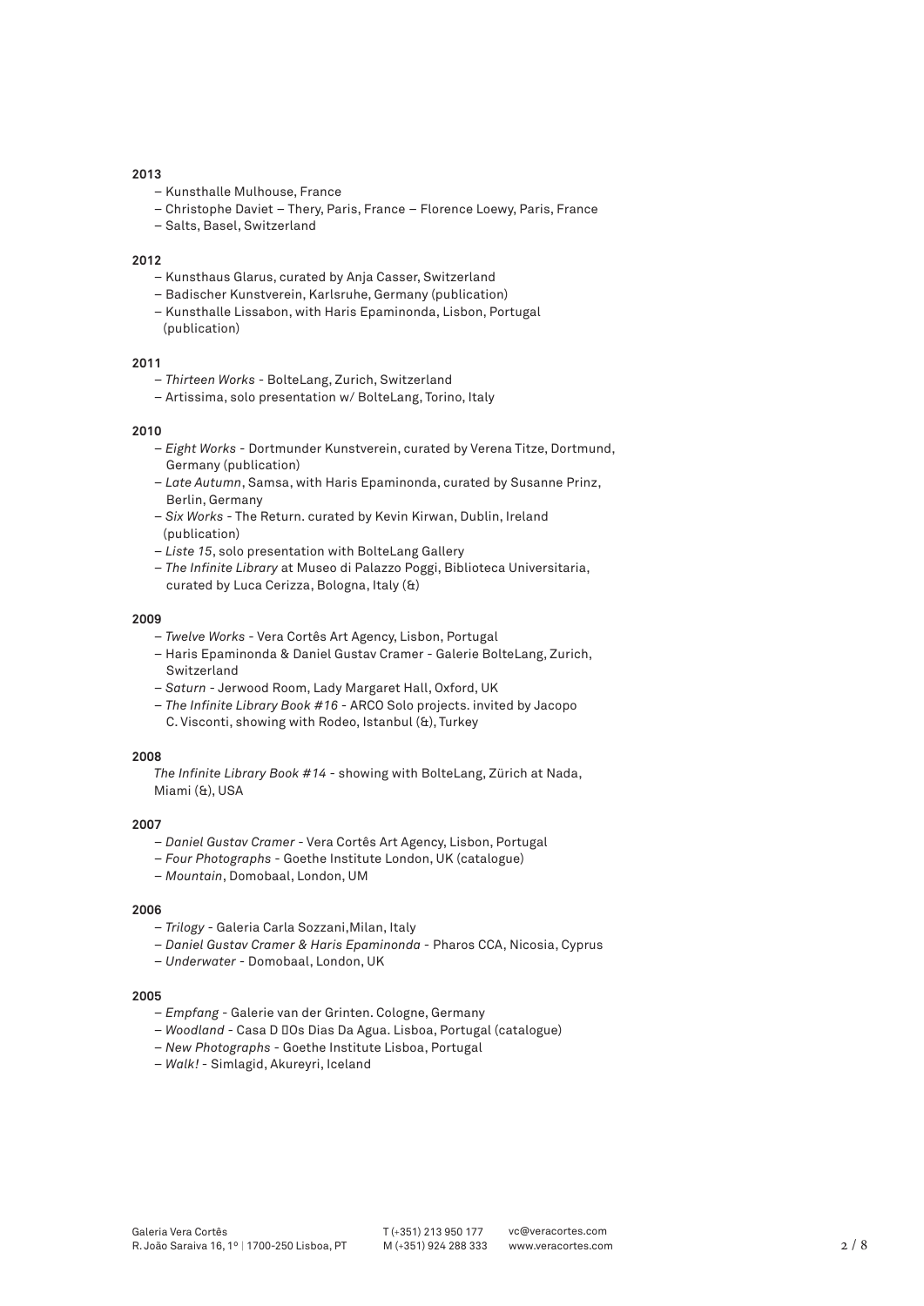**2013**

- Kunsthalle Mulhouse, France
- Christophe Daviet – Thery, Paris, France – Florence Loewy, Paris, France
- Salts, Basel, Switzerland

**2012**

- Kunsthaus Glarus, curated by Anja Casser, Switzerland
- Badischer Kunstverein, Karlsruhe, Germany (publication)
- Kunsthalle Lissabon, with Haris Epaminonda, Lisbon, Portugal (publication)

**2011**

- *Thirteen Works* - BolteLang, Zurich, Switzerland
- Artissima, solo presentation w/ BolteLang, Torino, Italy

**2010**

- *Eight Works* - Dortmunder Kunstverein, curated by Verena Titze, Dortmund, Germany (publication)
- *Late Autumn*, Samsa, with Haris Epaminonda, curated by Susanne Prinz, Berlin, Germany
- *Six Works* - The Return. curated by Kevin Kirwan, Dublin, Ireland (publication)
- *Liste 15*, solo presentation with BolteLang Gallery
- *The Infinite Library* at Museo di Palazzo Poggi, Biblioteca Universitaria, curated by Luca Cerizza, Bologna, Italy (&)

**2009**

- *Twelve Works* - Vera Cortês Art Agency, Lisbon, Portugal
- Haris Epaminonda & Daniel Gustav Cramer - Galerie BolteLang, Zurich, Switzerland
- *Saturn* - Jerwood Room, Lady Margaret Hall, Oxford, UK
- *The Infinite Library Book #16* - ARCO Solo projects. invited by Jacopo C. Visconti, showing with Rodeo, Istanbul (&), Turkey

**2008**

*The Infinite Library Book #14* - showing with BolteLang, Zürich at Nada, Miami (&), USA

**2007**

- *Daniel Gustav Cramer* - Vera Cortês Art Agency, Lisbon, Portugal
- *Four Photographs* - Goethe Institute London, UK (catalogue)
- *Mountain*, Domobaal, London, UM

**2006**

- *Trilogy* - Galeria Carla Sozzani,Milan, Italy
- *Daniel Gustav Cramer & Haris Epaminonda* - Pharos CCA, Nicosia, Cyprus
- *Underwater* - Domobaal, London, UK

**2005**

- *Empfang* - Galerie van der Grinten. Cologne, Germany
- *Woodland* - Casa D Os Dias Da Agua. Lisboa, Portugal (catalogue)
- *New Photographs* - Goethe Institute Lisboa, Portugal
- *Walk!* - Simlagid, Akureyri, Iceland

Galeria Vera Cortês
R. João Saraiva 16, 1º | 1700-250 Lisboa, PT
T (+351) 213 950 177
M (+351) 924 288 333
vc@veracortes.com
www.veracortes.com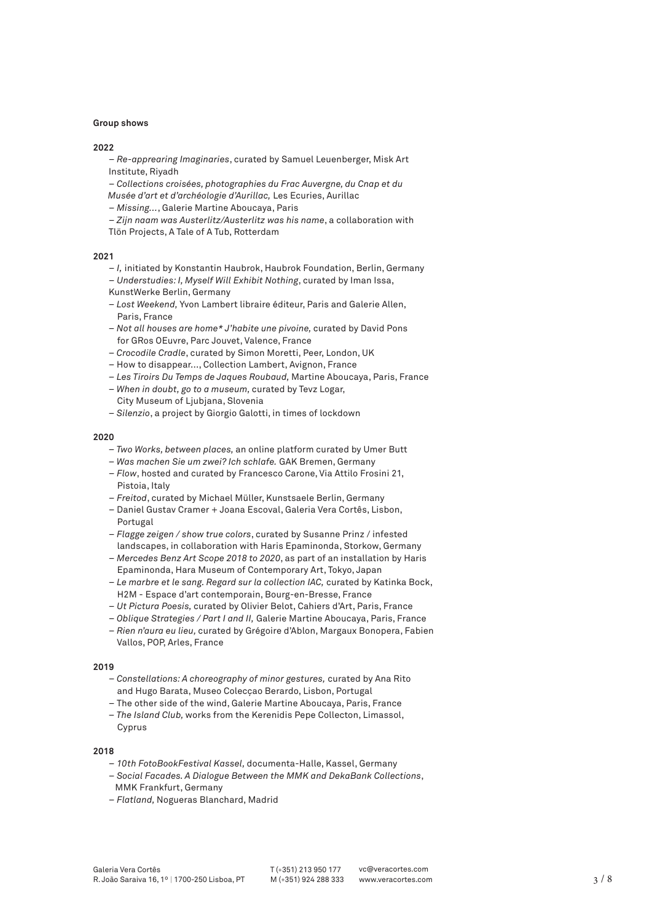**Group shows**

**2022**

- *Re-apprearing Imaginaries*, curated by Samuel Leuenberger, Misk Art Institute, Riyadh
- *Collections croisées, photographies du Frac Auvergne, du Cnap et du Musée d'art et d'archéologie d'Aurillac,* Les Ecuries, Aurillac
- *Missing...*, Galerie Martine Aboucaya, Paris
- *Zijn naam was Austerlitz/Austerlitz was his name*, a collaboration with Tlön Projects, A Tale of A Tub, Rotterdam

**2021**

- *I,* initiated by Konstantin Haubrok, Haubrok Foundation, Berlin, Germany
- *Understudies: I, Myself Will Exhibit Nothing*, curated by Iman Issa, KunstWerke Berlin, Germany
- *Lost Weekend,* Yvon Lambert libraire éditeur, Paris and Galerie Allen, Paris, France
- *Not all houses are home* J'habite une pivoine,* curated by David Pons for GRos OEuvre, Parc Jouvet, Valence, France
- *Crocodile Cradle*, curated by Simon Moretti, Peer, London, UK
- How to disappear..., Collection Lambert, Avignon, France
- *Les Tiroirs Du Temps de Jaques Roubaud,* Martine Aboucaya, Paris, France
- *When in doubt, go to a museum,* curated by Tevz Logar, City Museum of Ljubjana, Slovenia
- *Silenzio*, a project by Giorgio Galotti, in times of lockdown

**2020**

- *Two Works, between places,* an online platform curated by Umer Butt
- *Was machen Sie um zwei? Ich schlafe.* GAK Bremen, Germany
- *Flow*, hosted and curated by Francesco Carone, Via Attilo Frosini 21, Pistoia, Italy
- *Freitod*, curated by Michael Müller, Kunstsaele Berlin, Germany
- Daniel Gustav Cramer + Joana Escoval, Galeria Vera Cortês, Lisbon, Portugal
- *Flagge zeigen / show true colors*, curated by Susanne Prinz / infested landscapes, in collaboration with Haris Epaminonda, Storkow, Germany
- *Mercedes Benz Art Scope 2018 to 2020*, as part of an installation by Haris Epaminonda, Hara Museum of Contemporary Art, Tokyo, Japan
- *Le marbre et le sang. Regard sur la collection IAC,* curated by Katinka Bock, H2M - Espace d'art contemporain, Bourg-en-Bresse, France
- *Ut Pictura Poesis,* curated by Olivier Belot, Cahiers d'Art, Paris, France
- *Oblique Strategies / Part I and II,* Galerie Martine Aboucaya, Paris, France
- *Rien n'aura eu lieu,* curated by Grégoire d'Ablon, Margaux Bonopera, Fabien Vallos, POP, Arles, France

**2019**

- *Constellations: A choreography of minor gestures,* curated by Ana Rito and Hugo Barata, Museo Colecçao Berardo, Lisbon, Portugal
- The other side of the wind, Galerie Martine Aboucaya, Paris, France
- *The Island Club,* works from the Kerenidis Pepe Collecton, Limassol, Cyprus

**2018**

- *10th FotoBookFestival Kassel,* documenta-Halle, Kassel, Germany
- *Social Facades. A Dialogue Between the MMK and DekaBank Collections*, MMK Frankfurt, Germany
- *Flatland,* Nogueras Blanchard, Madrid

Galeria Vera Cortês
R. João Saraiva 16, 1º | 1700-250 Lisboa, PT
T (+351) 213 950 177
M (+351) 924 288 333
vc@veracortes.com
www.veracortes.com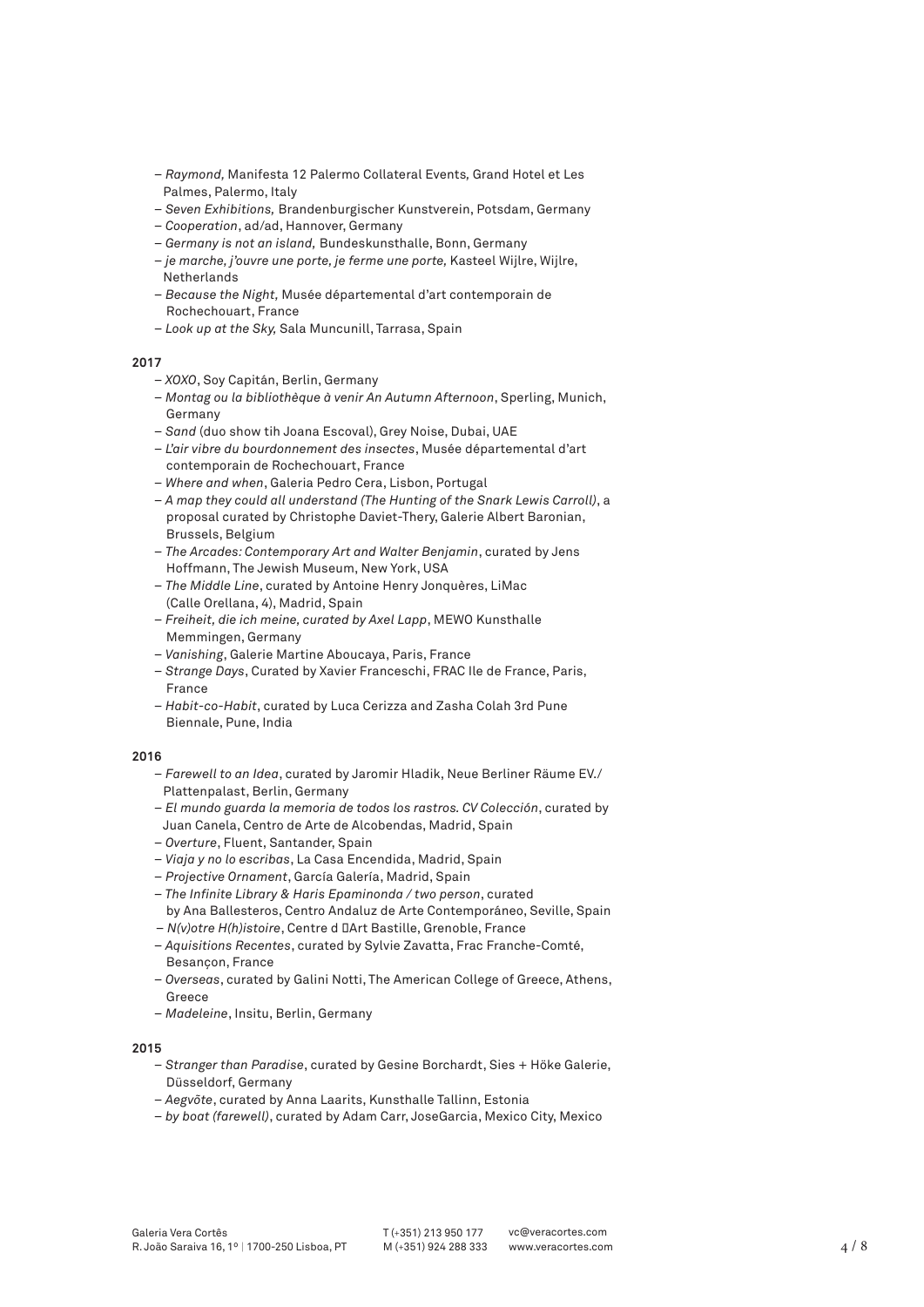– *Raymond,* Manifesta 12 Palermo Collateral Events*,* Grand Hotel et Les Palmes, Palermo, Italy
– *Seven Exhibitions,* Brandenburgischer Kunstverein, Potsdam, Germany
– *Cooperation*, ad/ad, Hannover, Germany
– *Germany is not an island,* Bundeskunsthalle, Bonn, Germany
– *je marche, j'ouvre une porte, je ferme une porte,* Kasteel Wijlre, Wijlre, Netherlands
– *Because the Night,* Musée départemental d'art contemporain de Rochechouart, France
– *Look up at the Sky,* Sala Muncunill, Tarrasa, Spain

**2017**

– *XOXO*, Soy Capitán, Berlin, Germany
– *Montag ou la bibliothèque à venir An Autumn Afternoon*, Sperling, Munich, Germany
– *Sand* (duo show tih Joana Escoval), Grey Noise, Dubai, UAE
– *L'air vibre du bourdonnement des insectes*, Musée départemental d'art contemporain de Rochechouart, France
– *Where and when*, Galeria Pedro Cera, Lisbon, Portugal
– *A map they could all understand (The Hunting of the Snark Lewis Carroll)*, a proposal curated by Christophe Daviet-Thery, Galerie Albert Baronian, Brussels, Belgium
– *The Arcades: Contemporary Art and Walter Benjamin*, curated by Jens Hoffmann, The Jewish Museum, New York, USA
– *The Middle Line*, curated by Antoine Henry Jonquères, LiMac (Calle Orellana, 4), Madrid, Spain
– *Freiheit, die ich meine, curated by Axel Lapp*, MEWO Kunsthalle Memmingen, Germany
– *Vanishing*, Galerie Martine Aboucaya, Paris, France
– *Strange Days*, Curated by Xavier Franceschi, FRAC Ile de France, Paris, France
– *Habit-co-Habit*, curated by Luca Cerizza and Zasha Colah 3rd Pune Biennale, Pune, India

**2016**

– *Farewell to an Idea*, curated by Jaromir Hladik, Neue Berliner Räume EV./ Plattenpalast, Berlin, Germany
– *El mundo guarda la memoria de todos los rastros. CV Colección*, curated by Juan Canela, Centro de Arte de Alcobendas, Madrid, Spain
– *Overture*, Fluent, Santander, Spain
– *Viaja y no lo escribas*, La Casa Encendida, Madrid, Spain
– *Projective Ornament*, García Galería, Madrid, Spain
– *The Infinite Library & Haris Epaminonda / two person*, curated by Ana Ballesteros, Centro Andaluz de Arte Contemporáneo, Seville, Spain
– *N(v)otre H(h)istoire*, Centre d Art Bastille, Grenoble, France
– *Aquisitions Recentes*, curated by Sylvie Zavatta, Frac Franche-Comté, Besançon, France
– *Overseas*, curated by Galini Notti, The American College of Greece, Athens, Greece
– *Madeleine*, Insitu, Berlin, Germany

**2015**

– *Stranger than Paradise*, curated by Gesine Borchardt, Sies + Höke Galerie, Düsseldorf, Germany
– *Aegvōte*, curated by Anna Laarits, Kunsthalle Tallinn, Estonia
– *by boat (farewell)*, curated by Adam Carr, JoseGarcia, Mexico City, Mexico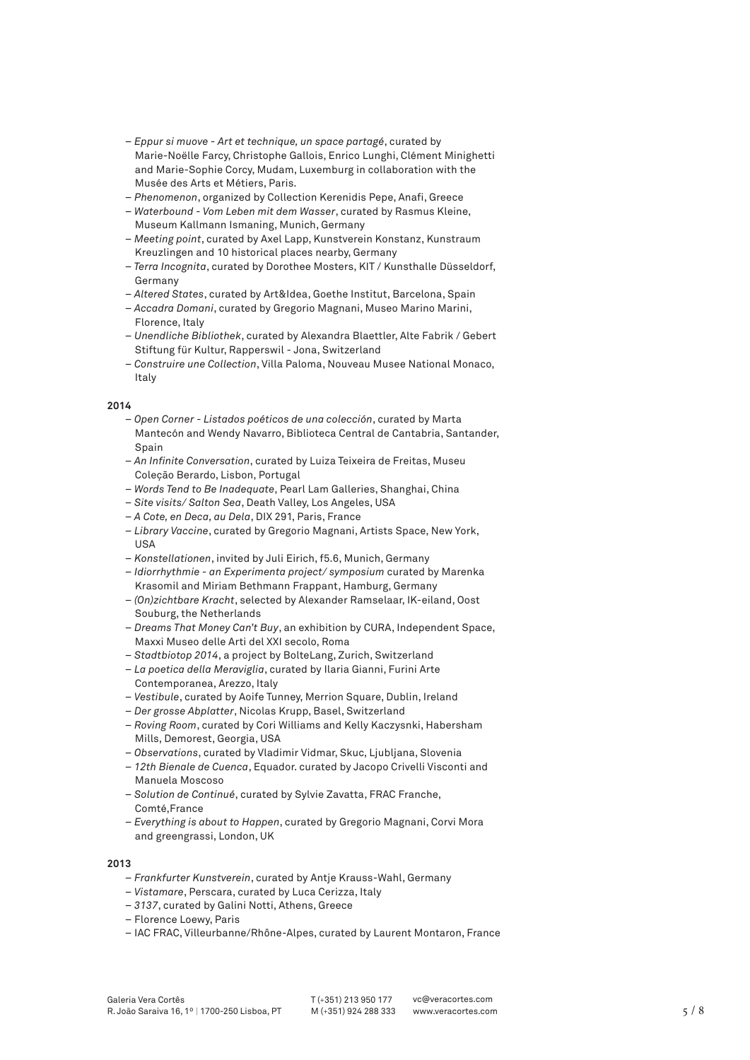- *Eppur si muove - Art et technique, un space partagé*, curated by Marie-Noëlle Farcy, Christophe Gallois, Enrico Lunghi, Clément Minighetti and Marie-Sophie Corcy, Mudam, Luxemburg in collaboration with the Musée des Arts et Métiers, Paris.
- *Phenomenon*, organized by Collection Kerenidis Pepe, Anafi, Greece
- *Waterbound - Vom Leben mit dem Wasser*, curated by Rasmus Kleine, Museum Kallmann Ismaning, Munich, Germany
- *Meeting point*, curated by Axel Lapp, Kunstverein Konstanz, Kunstraum Kreuzlingen and 10 historical places nearby, Germany
- *Terra Incognita*, curated by Dorothee Mosters, KIT / Kunsthalle Düsseldorf, Germany
- *Altered States*, curated by Art&Idea, Goethe Institut, Barcelona, Spain
- *Accadra Domani*, curated by Gregorio Magnani, Museo Marino Marini, Florence, Italy
- *Unendliche Bibliothek*, curated by Alexandra Blaettler, Alte Fabrik / Gebert Stiftung für Kultur, Rapperswil - Jona, Switzerland
- *Construire une Collection*, Villa Paloma, Nouveau Musee National Monaco, Italy

**2014**

- *Open Corner - Listados poéticos de una colección*, curated by Marta Mantecón and Wendy Navarro, Biblioteca Central de Cantabria, Santander, Spain
- *An Infinite Conversation*, curated by Luiza Teixeira de Freitas, Museu Coleção Berardo, Lisbon, Portugal
- *Words Tend to Be Inadequate*, Pearl Lam Galleries, Shanghai, China
- *Site visits/ Salton Sea*, Death Valley, Los Angeles, USA
- *A Cote, en Deca, au Dela*, DIX 291, Paris, France
- *Library Vaccine*, curated by Gregorio Magnani, Artists Space, New York, USA
- *Konstellationen*, invited by Juli Eirich, f5.6, Munich, Germany
- *Idiorrhythmie - an Experimenta project/ symposium* curated by Marenka Krasomil and Miriam Bethmann Frappant, Hamburg, Germany
- *(On)zichtbare Kracht*, selected by Alexander Ramselaar, IK-eiland, Oost Souburg, the Netherlands
- *Dreams That Money Can't Buy*, an exhibition by CURA, Independent Space, Maxxi Museo delle Arti del XXI secolo, Roma
- *Stadtbiotop 2014*, a project by BolteLang, Zurich, Switzerland
- *La poetica della Meraviglia*, curated by Ilaria Gianni, Furini Arte Contemporanea, Arezzo, Italy
- *Vestibule*, curated by Aoife Tunney, Merrion Square, Dublin, Ireland
- *Der grosse Abplatter*, Nicolas Krupp, Basel, Switzerland
- *Roving Room*, curated by Cori Williams and Kelly Kaczysnki, Habersham Mills, Demorest, Georgia, USA
- *Observations*, curated by Vladimir Vidmar, Skuc, Ljubljana, Slovenia
- *12th Bienale de Cuenca*, Equador. curated by Jacopo Crivelli Visconti and Manuela Moscoso
- *Solution de Continué*, curated by Sylvie Zavatta, FRAC Franche, Comté,France
- *Everything is about to Happen*, curated by Gregorio Magnani, Corvi Mora and greengrassi, London, UK

**2013**

- *Frankfurter Kunstverein*, curated by Antje Krauss-Wahl, Germany
- *Vistamare*, Perscara, curated by Luca Cerizza, Italy
- *3137*, curated by Galini Notti, Athens, Greece
- Florence Loewy, Paris
- IAC FRAC, Villeurbanne/Rhône-Alpes, curated by Laurent Montaron, France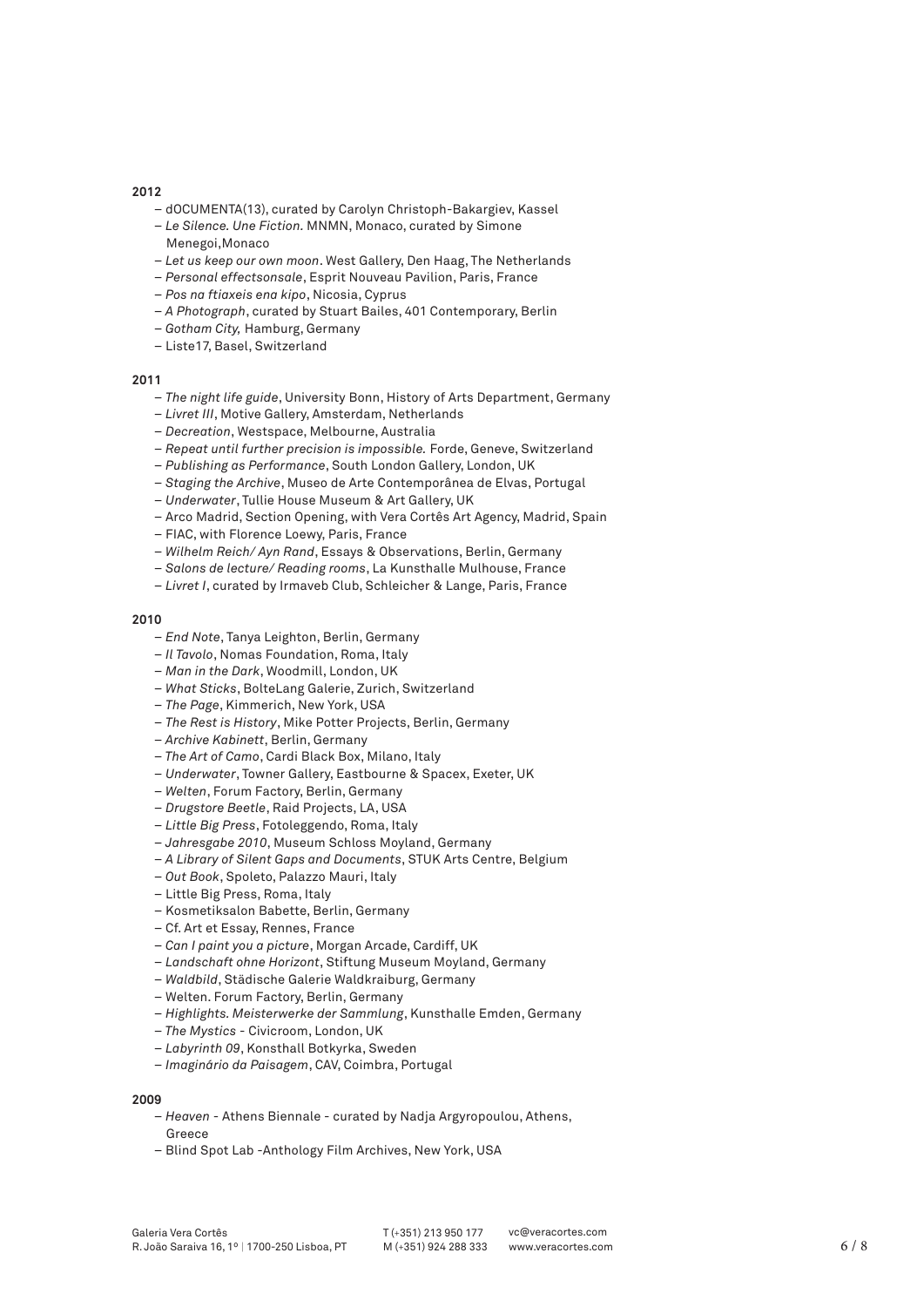**2012**

- dOCUMENTA(13), curated by Carolyn Christoph-Bakargiev, Kassel
- *Le Silence. Une Fiction.* MNMN, Monaco, curated by Simone Menegoi,Monaco
- *Let us keep our own moon*. West Gallery, Den Haag, The Netherlands
- *Personal effectsonsale*, Esprit Nouveau Pavilion, Paris, France
- *Pos na ftiaxeis ena kipo*, Nicosia, Cyprus
- *A Photograph*, curated by Stuart Bailes, 401 Contemporary, Berlin
- *Gotham City,* Hamburg, Germany
- Liste17, Basel, Switzerland

**2011**

- *The night life guide*, University Bonn, History of Arts Department, Germany
- *Livret III*, Motive Gallery, Amsterdam, Netherlands
- *Decreation*, Westspace, Melbourne, Australia
- *Repeat until further precision is impossible.* Forde, Geneve, Switzerland
- *Publishing as Performance*, South London Gallery, London, UK
- *Staging the Archive*, Museo de Arte Contemporânea de Elvas, Portugal
- *Underwater*, Tullie House Museum & Art Gallery, UK
- Arco Madrid, Section Opening, with Vera Cortês Art Agency, Madrid, Spain
- FIAC, with Florence Loewy, Paris, France
- *Wilhelm Reich/ Ayn Rand*, Essays & Observations, Berlin, Germany
- *Salons de lecture/ Reading rooms*, La Kunsthalle Mulhouse, France
- *Livret I*, curated by Irmaveb Club, Schleicher & Lange, Paris, France

**2010**

- *End Note*, Tanya Leighton, Berlin, Germany
- *Il Tavolo*, Nomas Foundation, Roma, Italy
- *Man in the Dark*, Woodmill, London, UK
- *What Sticks*, BolteLang Galerie, Zurich, Switzerland
- *The Page*, Kimmerich, New York, USA
- *The Rest is History*, Mike Potter Projects, Berlin, Germany
- *Archive Kabinett*, Berlin, Germany
- *The Art of Camo*, Cardi Black Box, Milano, Italy
- *Underwater*, Towner Gallery, Eastbourne & Spacex, Exeter, UK
- *Welten*, Forum Factory, Berlin, Germany
- *Drugstore Beetle*, Raid Projects, LA, USA
- *Little Big Press*, Fotoleggendo, Roma, Italy
- *Jahresgabe 2010*, Museum Schloss Moyland, Germany
- *A Library of Silent Gaps and Documents*, STUK Arts Centre, Belgium
- *Out Book*, Spoleto, Palazzo Mauri, Italy
- Little Big Press, Roma, Italy
- Kosmetiksalon Babette, Berlin, Germany
- Cf. Art et Essay, Rennes, France
- *Can I paint you a picture*, Morgan Arcade, Cardiff, UK
- *Landschaft ohne Horizont*, Stiftung Museum Moyland, Germany
- *Waldbild*, Städische Galerie Waldkraiburg, Germany
- Welten. Forum Factory, Berlin, Germany
- *Highlights. Meisterwerke der Sammlung*, Kunsthalle Emden, Germany
- *The Mystics* - Civicroom, London, UK
- *Labyrinth 09*, Konsthall Botkyrka, Sweden
- *Imaginário da Paisagem*, CAV, Coimbra, Portugal

**2009**

- *Heaven* - Athens Biennale - curated by Nadja Argyropoulou, Athens, Greece
- Blind Spot Lab -Anthology Film Archives, New York, USA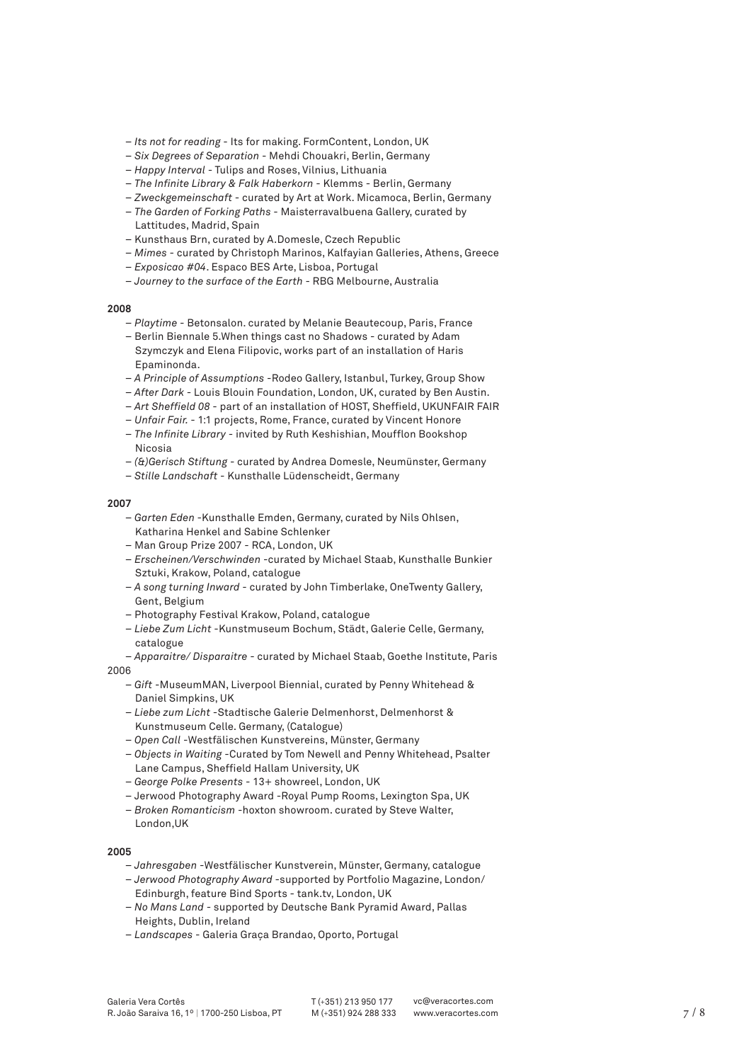- *Its not for reading* - Its for making. FormContent, London, UK
- *Six Degrees of Separation* - Mehdi Chouakri, Berlin, Germany
- *Happy Interval* - Tulips and Roses, Vilnius, Lithuania
- *The Infinite Library & Falk Haberkorn* - Klemms - Berlin, Germany
- *Zweckgemeinschaft* - curated by Art at Work. Micamoca, Berlin, Germany
- *The Garden of Forking Paths* - Maisterravalbuena Gallery, curated by Lattitudes, Madrid, Spain
- Kunsthaus Brn, curated by A.Domesle, Czech Republic
- *Mimes* - curated by Christoph Marinos, Kalfayian Galleries, Athens, Greece
- *Exposicao #04*. Espaco BES Arte, Lisboa, Portugal
- *Journey to the surface of the Earth* - RBG Melbourne, Australia

**2008**

- *Playtime* - Betonsalon. curated by Melanie Beautecoup, Paris, France
- Berlin Biennale 5.When things cast no Shadows - curated by Adam Szymczyk and Elena Filipovic, works part of an installation of Haris Epaminonda.
- *A Principle of Assumptions* -Rodeo Gallery, Istanbul, Turkey, Group Show
- *After Dark* - Louis Blouin Foundation, London, UK, curated by Ben Austin.
- *Art Sheffield 08* - part of an installation of HOST, Sheffield, UKUNFAIR FAIR
- *Unfair Fair.* - 1:1 projects, Rome, France, curated by Vincent Honore
- *The Infinite Library* - invited by Ruth Keshishian, Moufflon Bookshop Nicosia
- *(&)Gerisch Stiftung* - curated by Andrea Domesle, Neumünster, Germany
- *Stille Landschaft* - Kunsthalle Lüdenscheidt, Germany

**2007**

- *Garten Eden* -Kunsthalle Emden, Germany, curated by Nils Ohlsen, Katharina Henkel and Sabine Schlenker
- Man Group Prize 2007 - RCA, London, UK
- *Erscheinen/Verschwinden* -curated by Michael Staab, Kunsthalle Bunkier Sztuki, Krakow, Poland, catalogue
- *A song turning Inward* - curated by John Timberlake, OneTwenty Gallery, Gent, Belgium
- Photography Festival Krakow, Poland, catalogue
- *Liebe Zum Licht* -Kunstmuseum Bochum, Städt, Galerie Celle, Germany, catalogue
- *Apparaitre/ Disparaitre* - curated by Michael Staab, Goethe Institute, Paris

2006

- *Gift* -MuseumMAN, Liverpool Biennial, curated by Penny Whitehead & Daniel Simpkins, UK
- *Liebe zum Licht* -Stadtische Galerie Delmenhorst, Delmenhorst & Kunstmuseum Celle. Germany, (Catalogue)
- *Open Call* -Westfälischen Kunstvereins, Münster, Germany
- *Objects in Waiting* -Curated by Tom Newell and Penny Whitehead, Psalter Lane Campus, Sheffield Hallam University, UK
- *George Polke Presents* - 13+ showreel, London, UK
- Jerwood Photography Award -Royal Pump Rooms, Lexington Spa, UK
- *Broken Romanticism* -hoxton showroom. curated by Steve Walter, London,UK

**2005**

- *Jahresgaben* -Westfälischer Kunstverein, Münster, Germany, catalogue
- *Jerwood Photography Award* -supported by Portfolio Magazine, London/ Edinburgh, feature Bind Sports - tank.tv, London, UK
- *No Mans Land* - supported by Deutsche Bank Pyramid Award, Pallas Heights, Dublin, Ireland
- *Landscapes* - Galeria Graça Brandao, Oporto, Portugal

Galeria Vera Cortês
R. João Saraiva 16, 1º | 1700-250 Lisboa, PT
T (+351) 213 950 177
M (+351) 924 288 333
vc@veracortes.com
www.veracortes.com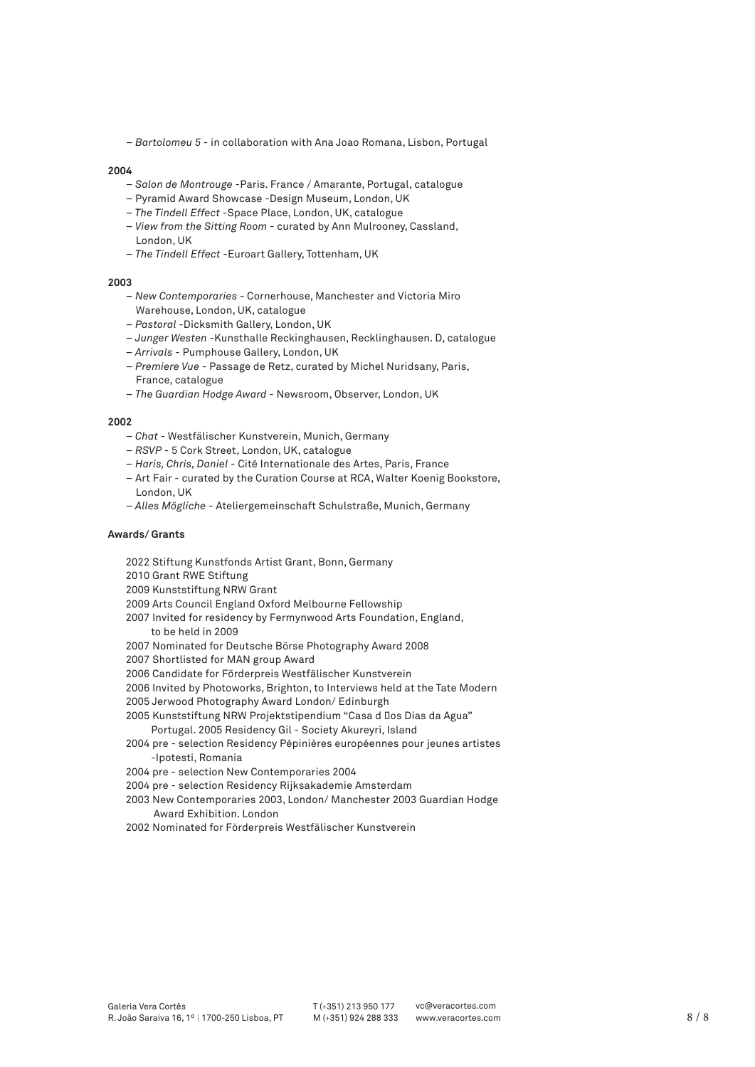– *Bartolomeu 5* - in collaboration with Ana Joao Romana, Lisbon, Portugal

**2004**

- *Salon de Montrouge* -Paris. France / Amarante, Portugal, catalogue
- Pyramid Award Showcase -Design Museum, London, UK
- *The Tindell Effect* -Space Place, London, UK, catalogue
- *View from the Sitting Room* - curated by Ann Mulrooney, Cassland, London, UK
- *The Tindell Effect* -Euroart Gallery, Tottenham, UK

**2003**

- *New Contemporaries* - Cornerhouse, Manchester and Victoria Miro Warehouse, London, UK, catalogue
- *Pastoral* -Dicksmith Gallery, London, UK
- *Junger Westen* -Kunsthalle Reckinghausen, Recklinghausen. D, catalogue
- *Arrivals* - Pumphouse Gallery, London, UK
- *Premiere Vue* - Passage de Retz, curated by Michel Nuridsany, Paris, France, catalogue
- *The Guardian Hodge Award* - Newsroom, Observer, London, UK

**2002**

- *Chat* - Westfälischer Kunstverein, Munich, Germany
- *RSVP* - 5 Cork Street, London, UK, catalogue
- *Haris, Chris, Daniel* - Cité Internationale des Artes, Paris, France
- Art Fair - curated by the Curation Course at RCA, Walter Koenig Bookstore, London, UK
- *Alles Mögliche* - Ateliergemeinschaft Schulstraße, Munich, Germany

**Awards/ Grants**

2022 Stiftung Kunstfonds Artist Grant, Bonn, Germany
2010 Grant RWE Stiftung
2009 Kunststiftung NRW Grant
2009 Arts Council England Oxford Melbourne Fellowship
2007 Invited for residency by Fermynwood Arts Foundation, England, to be held in 2009
2007 Nominated for Deutsche Börse Photography Award 2008
2007 Shortlisted for MAN group Award
2006 Candidate for Förderpreis Westfälischer Kunstverein
2006 Invited by Photoworks, Brighton, to Interviews held at the Tate Modern
2005 Jerwood Photography Award London/ Edinburgh
2005 Kunststiftung NRW Projektstipendium "Casa d os Dias da Agua" Portugal. 2005 Residency Gil - Society Akureyri, Island
2004 pre - selection Residency Pépinières européennes pour jeunes artistes -Ipotesti, Romania
2004 pre - selection New Contemporaries 2004
2004 pre - selection Residency Rijksakademie Amsterdam
2003 New Contemporaries 2003, London/ Manchester 2003 Guardian Hodge Award Exhibition. London
2002 Nominated for Förderpreis Westfälischer Kunstverein

Galeria Vera Cortês
R. João Saraiva 16, 1º | 1700-250 Lisboa, PT
T (+351) 213 950 177
M (+351) 924 288 333
vc@veracortes.com
www.veracortes.com